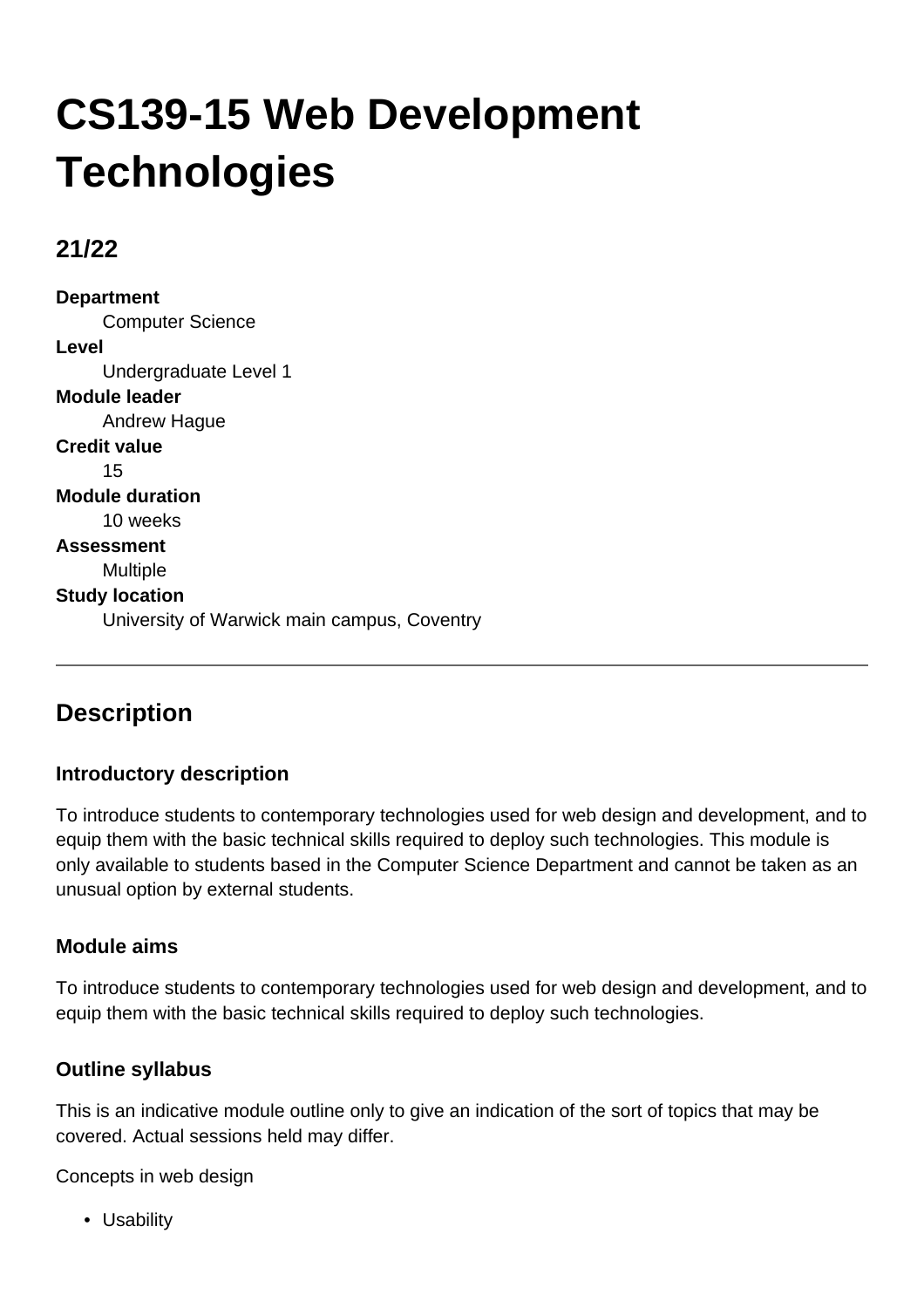# CS139-15 Web Development Technologies

## 21/22

**Department**
: Computer Science

**Level**
: Undergraduate Level 1

**Module leader**
: Andrew Hague

**Credit value**
: 15

**Module duration**
: 10 weeks

**Assessment**
: Multiple

**Study location**
: University of Warwick main campus, Coventry

---

## Description

### Introductory description

To introduce students to contemporary technologies used for web design and development, and to equip them with the basic technical skills required to deploy such technologies. This module is only available to students based in the Computer Science Department and cannot be taken as an unusual option by external students.

### Module aims

To introduce students to contemporary technologies used for web design and development, and to equip them with the basic technical skills required to deploy such technologies.

### Outline syllabus

This is an indicative module outline only to give an indication of the sort of topics that may be covered. Actual sessions held may differ.

Concepts in web design

- Usability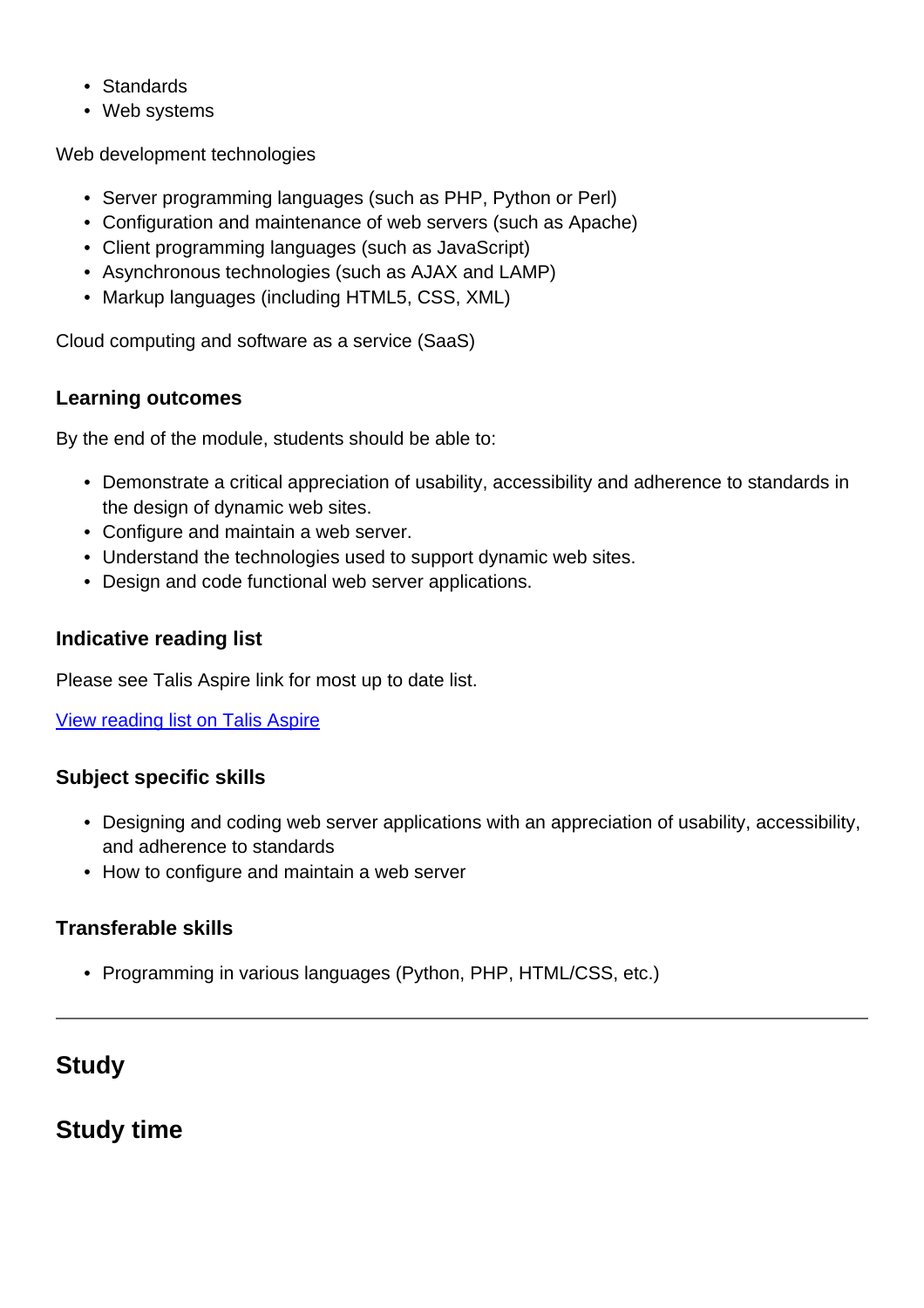- Standards
- Web systems

Web development technologies

- Server programming languages (such as PHP, Python or Perl)
- Configuration and maintenance of web servers (such as Apache)
- Client programming languages (such as JavaScript)
- Asynchronous technologies (such as AJAX and LAMP)
- Markup languages (including HTML5, CSS, XML)

Cloud computing and software as a service (SaaS)

### Learning outcomes

By the end of the module, students should be able to:

- Demonstrate a critical appreciation of usability, accessibility and adherence to standards in the design of dynamic web sites.
- Configure and maintain a web server.
- Understand the technologies used to support dynamic web sites.
- Design and code functional web server applications.

### Indicative reading list

Please see Talis Aspire link for most up to date list.

[View reading list on Talis Aspire]()

### Subject specific skills

- Designing and coding web server applications with an appreciation of usability, accessibility, and adherence to standards
- How to configure and maintain a web server

### Transferable skills

- Programming in various languages (Python, PHP, HTML/CSS, etc.)

---

## Study

## Study time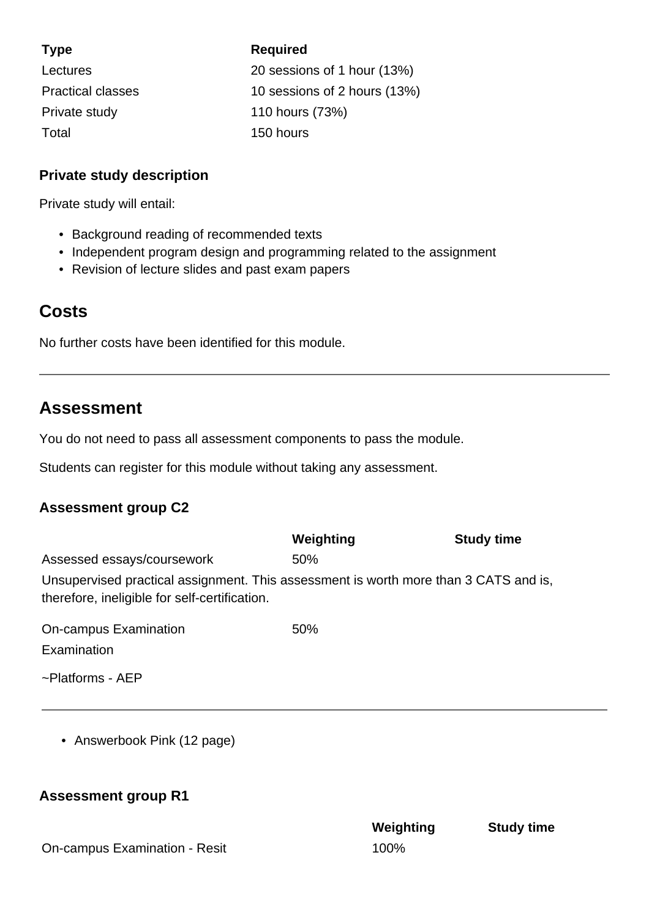| Type | Required |
| --- | --- |
| Lectures | 20 sessions of 1 hour (13%) |
| Practical classes | 10 sessions of 2 hours (13%) |
| Private study | 110 hours (73%) |
| Total | 150 hours |

### Private study description

Private study will entail:

- Background reading of recommended texts
- Independent program design and programming related to the assignment
- Revision of lecture slides and past exam papers

## Costs

No further costs have been identified for this module.

---

## Assessment

You do not need to pass all assessment components to pass the module.

Students can register for this module without taking any assessment.

### Assessment group C2

| | Weighting | Study time |
| --- | --- | --- |
| Assessed essays/coursework | 50% | |

Unsupervised practical assignment. This assessment is worth more than 3 CATS and is, therefore, ineligible for self-certification.

| | Weighting | Study time |
| --- | --- | --- |
| On-campus Examination | 50% | |

Examination

~Platforms - AEP

---

- Answerbook Pink (12 page)

### Assessment group R1

| | Weighting | Study time |
| --- | --- | --- |
| On-campus Examination - Resit | 100% | |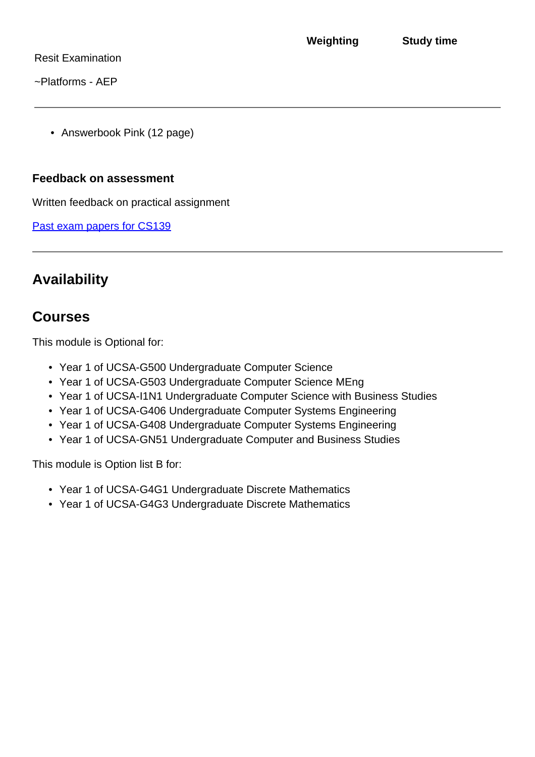| | Weighting | Study time |
|---|---|---|
| Resit Examination | | |
| ~Platforms - AEP | | |

- Answerbook Pink (12 page)

**Feedback on assessment**

Written feedback on practical assignment

Past exam papers for CS139

## Availability

## Courses

This module is Optional for:

- Year 1 of UCSA-G500 Undergraduate Computer Science
- Year 1 of UCSA-G503 Undergraduate Computer Science MEng
- Year 1 of UCSA-I1N1 Undergraduate Computer Science with Business Studies
- Year 1 of UCSA-G406 Undergraduate Computer Systems Engineering
- Year 1 of UCSA-G408 Undergraduate Computer Systems Engineering
- Year 1 of UCSA-GN51 Undergraduate Computer and Business Studies

This module is Option list B for:

- Year 1 of UCSA-G4G1 Undergraduate Discrete Mathematics
- Year 1 of UCSA-G4G3 Undergraduate Discrete Mathematics